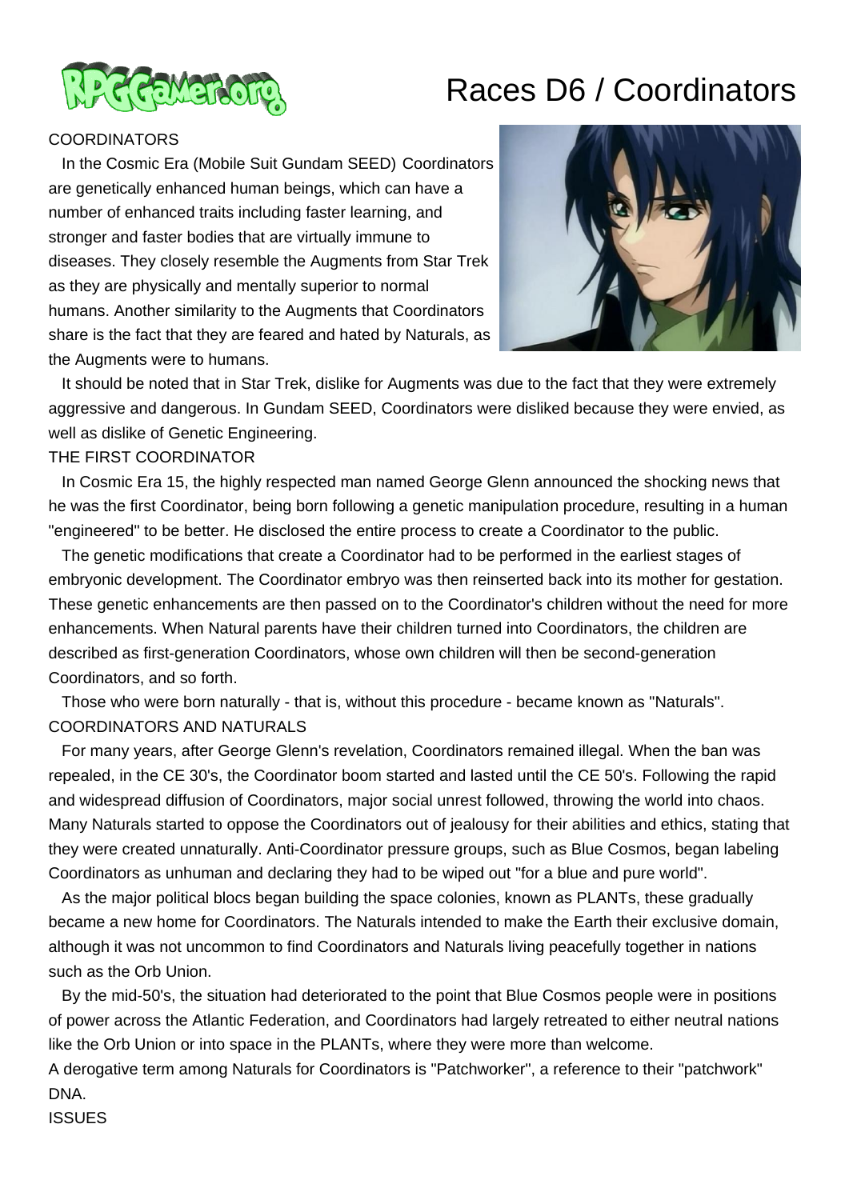# Races D6 / Coordinators

## COORDINATORS

In the Cosmic Era (Mobile Suit Gundam SEED) Coordinators are genetically enhanced human beings, which can have a number of enhanced traits including faster learning, and stronger and faster bodies that are virtually immune to diseases. They closely resemble the Augments from Star Trek as they are physically and mentally superior to normal humans. Another similarity to the Augments that Coordinators share is the fact that they are feared and hated by Naturals, as the Augments were to humans.

It should be noted that in Star Trek, dislike for Augments was due to the fact that they were extremely aggressive and dangerous. In Gundam SEED, Coordinators were disliked because they were envied, as well as dislike of Genetic Engineering.

## THE FIRST COORDINATOR

In Cosmic Era 15, the highly respected man named George Glenn announced the shocking news that he was the first Coordinator, being born following a genetic manipulation procedure, resulting in a human "engineered" to be better. He disclosed the entire process to create a Coordinator to the public.

The genetic modifications that create a Coordinator had to be performed in the earliest stages of embryonic development. The Coordinator embryo was then reinserted back into its mother for gestation. These genetic enhancements are then passed on to the Coordinator's children without the need for more enhancements. When Natural parents have their children turned into Coordinators, the children are described as first-generation Coordinators, whose own children will then be second-generation Coordinators, and so forth.

Those who were born naturally - that is, without this procedure - became known as "Naturals".

## COORDINATORS AND NATURALS

For many years, after George Glenn's revelation, Coordinators remained illegal. When the ban was repealed, in the CE 30's, the Coordinator boom started and lasted until the CE 50's. Following the rapid and widespread diffusion of Coordinators, major social unrest followed, throwing the world into chaos. Many Naturals started to oppose the Coordinators out of jealousy for their abilities and ethics, stating that they were created unnaturally. Anti-Coordinator pressure groups, such as Blue Cosmos, began labeling Coordinators as unhuman and declaring they had to be wiped out "for a blue and pure world".

As the major political blocs began building the space colonies, known as PLANTs, these gradually became a new home for Coordinators. The Naturals intended to make the Earth their exclusive domain, although it was not uncommon to find Coordinators and Naturals living peacefully together in nations such as the Orb Union.

By the mid-50's, the situation had deteriorated to the point that Blue Cosmos people were in positions of power across the Atlantic Federation, and Coordinators had largely retreated to either neutral nations like the Orb Union or into space in the PLANTs, where they were more than welcome.

A derogative term among Naturals for Coordinators is "Patchworker", a reference to their "patchwork" DNA.

## ISSUES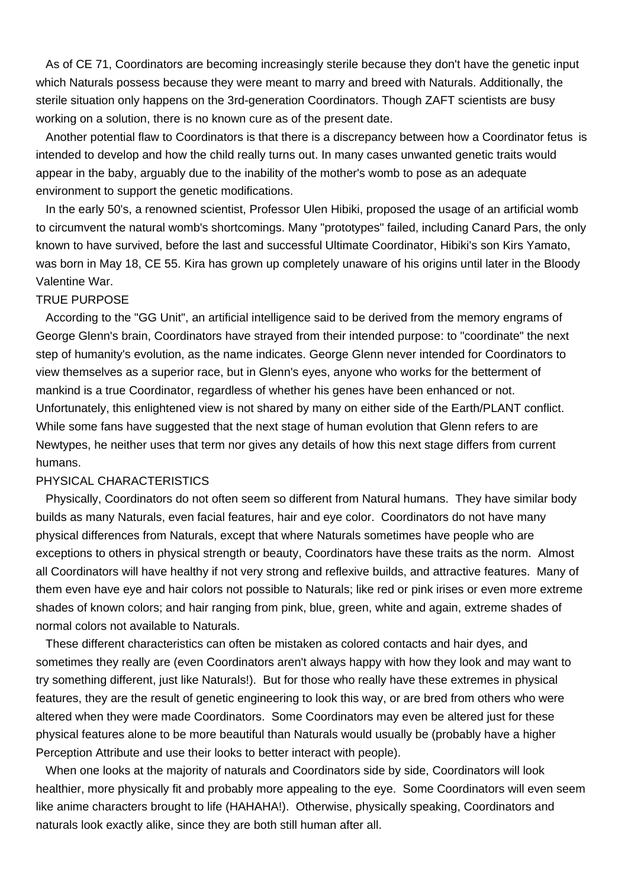As of CE 71, Coordinators are becoming increasingly sterile because they don't have the genetic input which Naturals possess because they were meant to marry and breed with Naturals. Additionally, the sterile situation only happens on the 3rd-generation Coordinators. Though ZAFT scientists are busy working on a solution, there is no known cure as of the present date.

Another potential flaw to Coordinators is that there is a discrepancy between how a Coordinator fetus is intended to develop and how the child really turns out. In many cases unwanted genetic traits would appear in the baby, arguably due to the inability of the mother's womb to pose as an adequate environment to support the genetic modifications.

In the early 50's, a renowned scientist, Professor Ulen Hibiki, proposed the usage of an artificial womb to circumvent the natural womb's shortcomings. Many "prototypes" failed, including Canard Pars, the only known to have survived, before the last and successful Ultimate Coordinator, Hibiki's son Kirs Yamato, was born in May 18, CE 55. Kira has grown up completely unaware of his origins until later in the Bloody Valentine War.

## TRUE PURPOSE

According to the "GG Unit", an artificial intelligence said to be derived from the memory engrams of George Glenn's brain, Coordinators have strayed from their intended purpose: to "coordinate" the next step of humanity's evolution, as the name indicates. George Glenn never intended for Coordinators to view themselves as a superior race, but in Glenn's eyes, anyone who works for the betterment of mankind is a true Coordinator, regardless of whether his genes have been enhanced or not. Unfortunately, this enlightened view is not shared by many on either side of the Earth/PLANT conflict. While some fans have suggested that the next stage of human evolution that Glenn refers to are Newtypes, he neither uses that term nor gives any details of how this next stage differs from current humans.

## PHYSICAL CHARACTERISTICS

Physically, Coordinators do not often seem so different from Natural humans. They have similar body builds as many Naturals, even facial features, hair and eye color. Coordinators do not have many physical differences from Naturals, except that where Naturals sometimes have people who are exceptions to others in physical strength or beauty, Coordinators have these traits as the norm. Almost all Coordinators will have healthy if not very strong and reflexive builds, and attractive features. Many of them even have eye and hair colors not possible to Naturals; like red or pink irises or even more extreme shades of known colors; and hair ranging from pink, blue, green, white and again, extreme shades of normal colors not available to Naturals.

These different characteristics can often be mistaken as colored contacts and hair dyes, and sometimes they really are (even Coordinators aren't always happy with how they look and may want to try something different, just like Naturals!). But for those who really have these extremes in physical features, they are the result of genetic engineering to look this way, or are bred from others who were altered when they were made Coordinators. Some Coordinators may even be altered just for these physical features alone to be more beautiful than Naturals would usually be (probably have a higher Perception Attribute and use their looks to better interact with people).

When one looks at the majority of naturals and Coordinators side by side, Coordinators will look healthier, more physically fit and probably more appealing to the eye. Some Coordinators will even seem like anime characters brought to life (HAHAHA!). Otherwise, physically speaking, Coordinators and naturals look exactly alike, since they are both still human after all.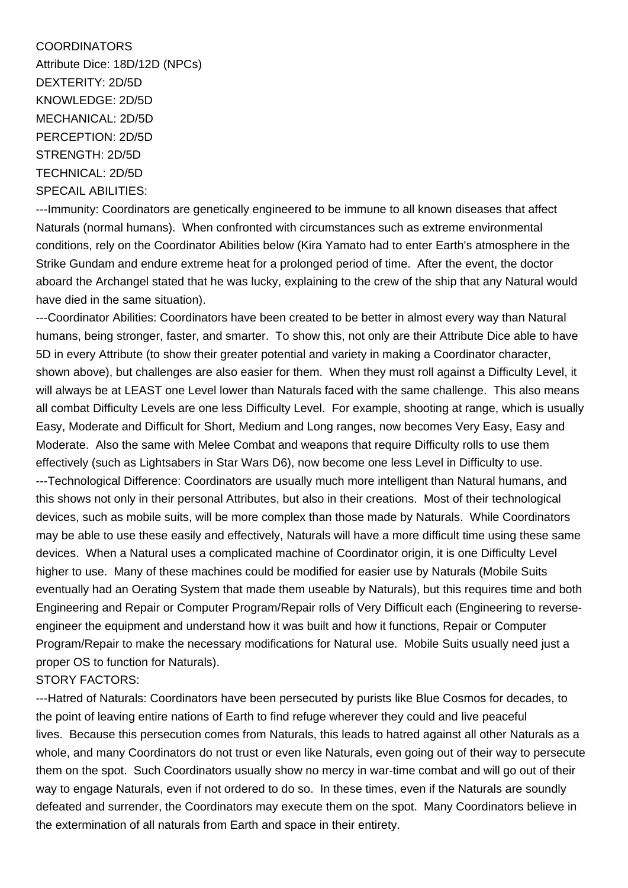COORDINATORS
Attribute Dice: 18D/12D (NPCs)
DEXTERITY: 2D/5D
KNOWLEDGE: 2D/5D
MECHANICAL: 2D/5D
PERCEPTION: 2D/5D
STRENGTH: 2D/5D
TECHNICAL: 2D/5D
SPECAIL ABILITIES:
---Immunity: Coordinators are genetically engineered to be immune to all known diseases that affect Naturals (normal humans). When confronted with circumstances such as extreme environmental conditions, rely on the Coordinator Abilities below (Kira Yamato had to enter Earth's atmosphere in the Strike Gundam and endure extreme heat for a prolonged period of time. After the event, the doctor aboard the Archangel stated that he was lucky, explaining to the crew of the ship that any Natural would have died in the same situation).
---Coordinator Abilities: Coordinators have been created to be better in almost every way than Natural humans, being stronger, faster, and smarter. To show this, not only are their Attribute Dice able to have 5D in every Attribute (to show their greater potential and variety in making a Coordinator character, shown above), but challenges are also easier for them. When they must roll against a Difficulty Level, it will always be at LEAST one Level lower than Naturals faced with the same challenge. This also means all combat Difficulty Levels are one less Difficulty Level. For example, shooting at range, which is usually Easy, Moderate and Difficult for Short, Medium and Long ranges, now becomes Very Easy, Easy and Moderate. Also the same with Melee Combat and weapons that require Difficulty rolls to use them effectively (such as Lightsabers in Star Wars D6), now become one less Level in Difficulty to use.
---Technological Difference: Coordinators are usually much more intelligent than Natural humans, and this shows not only in their personal Attributes, but also in their creations. Most of their technological devices, such as mobile suits, will be more complex than those made by Naturals. While Coordinators may be able to use these easily and effectively, Naturals will have a more difficult time using these same devices. When a Natural uses a complicated machine of Coordinator origin, it is one Difficulty Level higher to use. Many of these machines could be modified for easier use by Naturals (Mobile Suits eventually had an Oerating System that made them useable by Naturals), but this requires time and both Engineering and Repair or Computer Program/Repair rolls of Very Difficult each (Engineering to reverse-engineer the equipment and understand how it was built and how it functions, Repair or Computer Program/Repair to make the necessary modifications for Natural use. Mobile Suits usually need just a proper OS to function for Naturals).
STORY FACTORS:
---Hatred of Naturals: Coordinators have been persecuted by purists like Blue Cosmos for decades, to the point of leaving entire nations of Earth to find refuge wherever they could and live peaceful lives. Because this persecution comes from Naturals, this leads to hatred against all other Naturals as a whole, and many Coordinators do not trust or even like Naturals, even going out of their way to persecute them on the spot. Such Coordinators usually show no mercy in war-time combat and will go out of their way to engage Naturals, even if not ordered to do so. In these times, even if the Naturals are soundly defeated and surrender, the Coordinators may execute them on the spot. Many Coordinators believe in the extermination of all naturals from Earth and space in their entirety.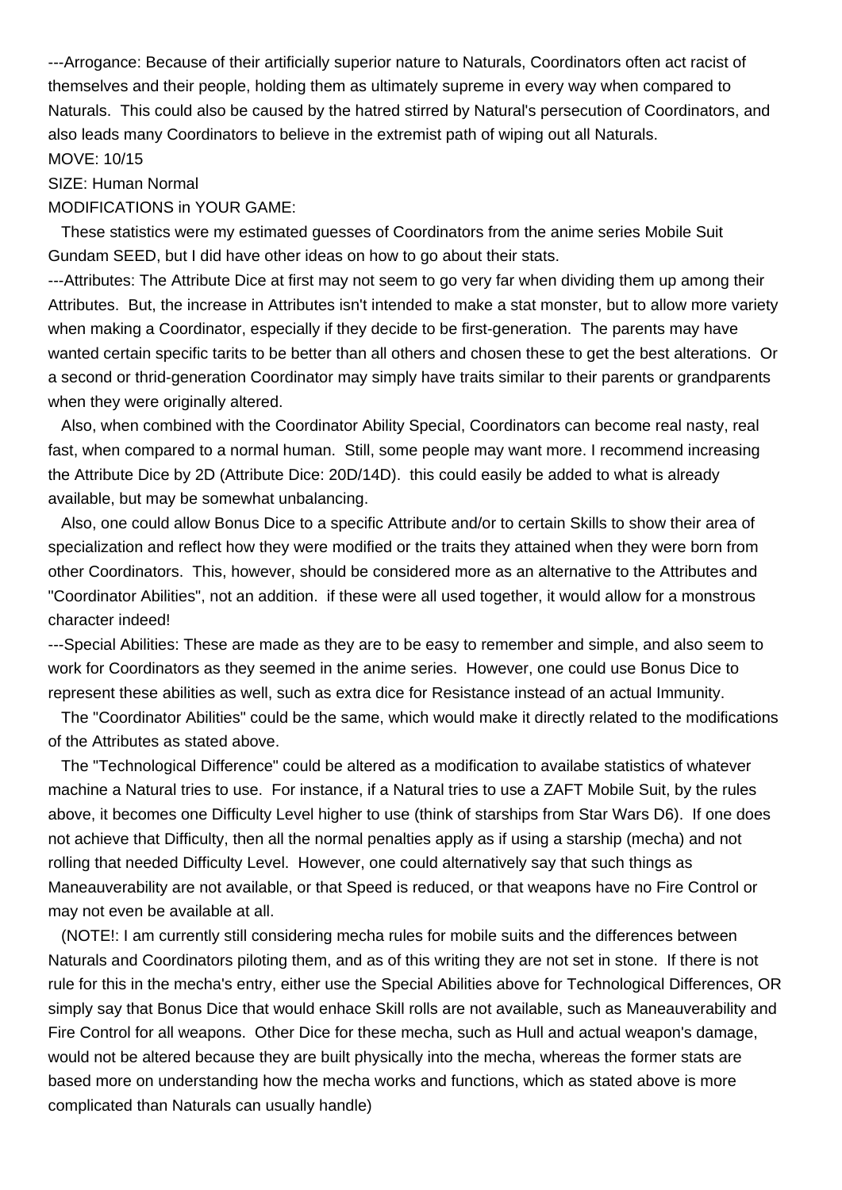---Arrogance: Because of their artificially superior nature to Naturals, Coordinators often act racist of themselves and their people, holding them as ultimately supreme in every way when compared to Naturals.  This could also be caused by the hatred stirred by Natural's persecution of Coordinators, and also leads many Coordinators to believe in the extremist path of wiping out all Naturals.

MOVE: 10/15

SIZE: Human Normal

MODIFICATIONS in YOUR GAME:

These statistics were my estimated guesses of Coordinators from the anime series Mobile Suit Gundam SEED, but I did have other ideas on how to go about their stats.

---Attributes: The Attribute Dice at first may not seem to go very far when dividing them up among their Attributes.  But, the increase in Attributes isn't intended to make a stat monster, but to allow more variety when making a Coordinator, especially if they decide to be first-generation.  The parents may have wanted certain specific tarits to be better than all others and chosen these to get the best alterations.  Or a second or thrid-generation Coordinator may simply have traits similar to their parents or grandparents when they were originally altered.

Also, when combined with the Coordinator Ability Special, Coordinators can become real nasty, real fast, when compared to a normal human.  Still, some people may want more. I recommend increasing the Attribute Dice by 2D (Attribute Dice: 20D/14D).  this could easily be added to what is already available, but may be somewhat unbalancing.

Also, one could allow Bonus Dice to a specific Attribute and/or to certain Skills to show their area of specialization and reflect how they were modified or the traits they attained when they were born from other Coordinators.  This, however, should be considered more as an alternative to the Attributes and "Coordinator Abilities", not an addition.  if these were all used together, it would allow for a monstrous character indeed!

---Special Abilities: These are made as they are to be easy to remember and simple, and also seem to work for Coordinators as they seemed in the anime series.  However, one could use Bonus Dice to represent these abilities as well, such as extra dice for Resistance instead of an actual Immunity.

The "Coordinator Abilities" could be the same, which would make it directly related to the modifications of the Attributes as stated above.

The "Technological Difference" could be altered as a modification to availabe statistics of whatever machine a Natural tries to use.  For instance, if a Natural tries to use a ZAFT Mobile Suit, by the rules above, it becomes one Difficulty Level higher to use (think of starships from Star Wars D6).  If one does not achieve that Difficulty, then all the normal penalties apply as if using a starship (mecha) and not rolling that needed Difficulty Level.  However, one could alternatively say that such things as Maneauverability are not available, or that Speed is reduced, or that weapons have no Fire Control or may not even be available at all.

(NOTE!: I am currently still considering mecha rules for mobile suits and the differences between Naturals and Coordinators piloting them, and as of this writing they are not set in stone.  If there is not rule for this in the mecha's entry, either use the Special Abilities above for Technological Differences, OR simply say that Bonus Dice that would enhace Skill rolls are not available, such as Maneauverability and Fire Control for all weapons.  Other Dice for these mecha, such as Hull and actual weapon's damage, would not be altered because they are built physically into the mecha, whereas the former stats are based more on understanding how the mecha works and functions, which as stated above is more complicated than Naturals can usually handle)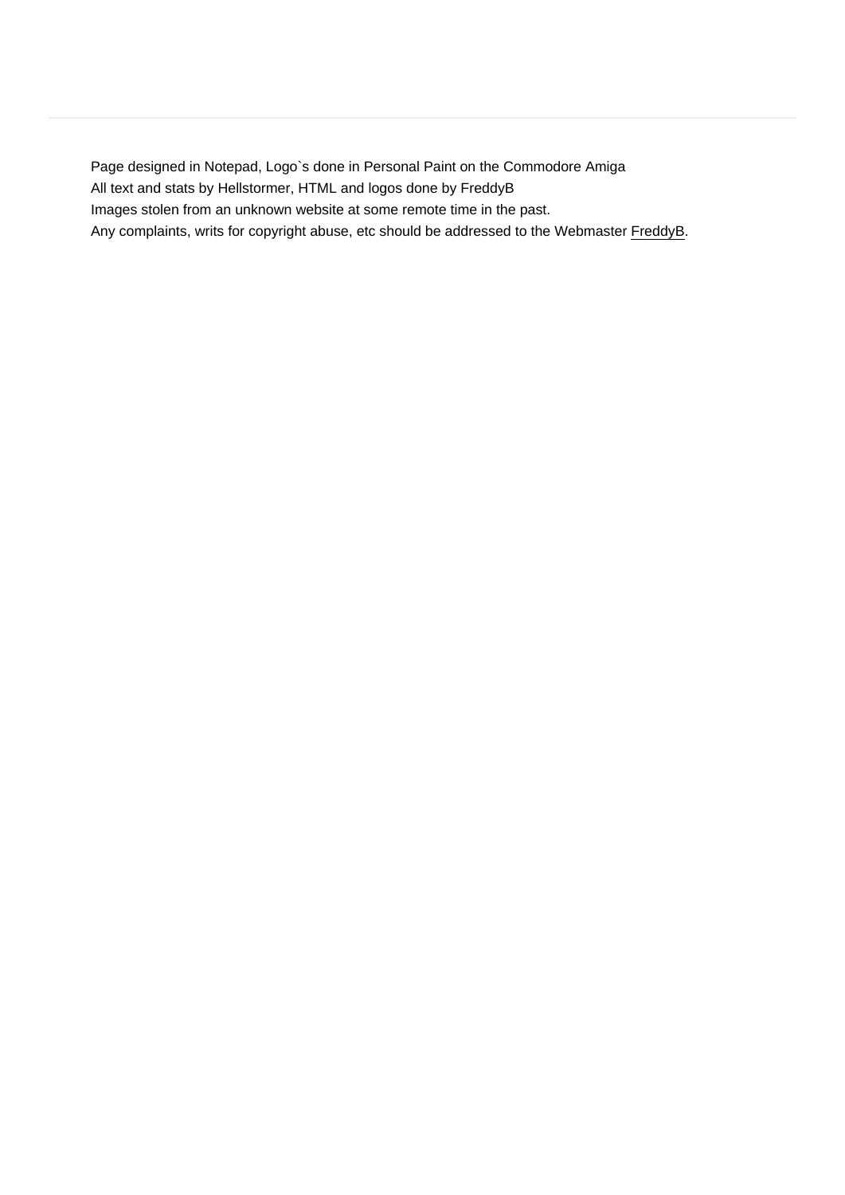---

Page designed in Notepad, Logo`s done in Personal Paint on the Commodore Amiga
All text and stats by Hellstormer, HTML and logos done by FreddyB
Images stolen from an unknown website at some remote time in the past.
Any complaints, writs for copyright abuse, etc should be addressed to the Webmaster FreddyB.